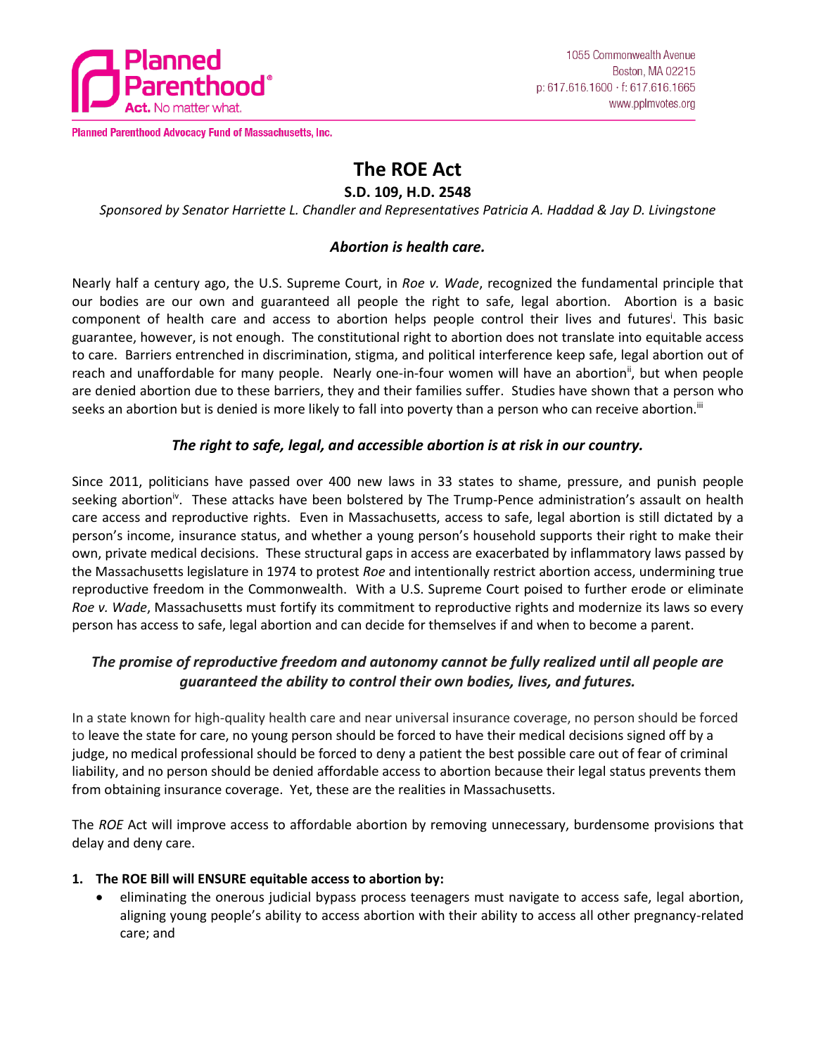Planned Parenthood® Act. No matter what.

1055 Commonwealth Avenue
Boston, MA 02215
p: 617.616.1600 · f: 617.616.1665
www.pplmvotes.org

**Planned Parenthood Advocacy Fund of Massachusetts, Inc.**

# The ROE Act

**S.D. 109, H.D. 2548**

*Sponsored by Senator Harriette L. Chandler and Representatives Patricia A. Haddad & Jay D. Livingstone*

### *Abortion is health care.*

Nearly half a century ago, the U.S. Supreme Court, in *Roe v. Wade*, recognized the fundamental principle that our bodies are our own and guaranteed all people the right to safe, legal abortion. Abortion is a basic component of health care and access to abortion helps people control their lives and futures[i]. This basic guarantee, however, is not enough. The constitutional right to abortion does not translate into equitable access to care. Barriers entrenched in discrimination, stigma, and political interference keep safe, legal abortion out of reach and unaffordable for many people. Nearly one-in-four women will have an abortion[ii], but when people are denied abortion due to these barriers, they and their families suffer. Studies have shown that a person who seeks an abortion but is denied is more likely to fall into poverty than a person who can receive abortion.[iii]

### *The right to safe, legal, and accessible abortion is at risk in our country.*

Since 2011, politicians have passed over 400 new laws in 33 states to shame, pressure, and punish people seeking abortion[iv]. These attacks have been bolstered by The Trump-Pence administration's assault on health care access and reproductive rights. Even in Massachusetts, access to safe, legal abortion is still dictated by a person's income, insurance status, and whether a young person's household supports their right to make their own, private medical decisions. These structural gaps in access are exacerbated by inflammatory laws passed by the Massachusetts legislature in 1974 to protest *Roe* and intentionally restrict abortion access, undermining true reproductive freedom in the Commonwealth. With a U.S. Supreme Court poised to further erode or eliminate *Roe v. Wade*, Massachusetts must fortify its commitment to reproductive rights and modernize its laws so every person has access to safe, legal abortion and can decide for themselves if and when to become a parent.

### *The promise of reproductive freedom and autonomy cannot be fully realized until all people are guaranteed the ability to control their own bodies, lives, and futures.*

In a state known for high-quality health care and near universal insurance coverage, no person should be forced to leave the state for care, no young person should be forced to have their medical decisions signed off by a judge, no medical professional should be forced to deny a patient the best possible care out of fear of criminal liability, and no person should be denied affordable access to abortion because their legal status prevents them from obtaining insurance coverage. Yet, these are the realities in Massachusetts.

The *ROE* Act will improve access to affordable abortion by removing unnecessary, burdensome provisions that delay and deny care.

1. **The ROE Bill will ENSURE equitable access to abortion by:**
   - eliminating the onerous judicial bypass process teenagers must navigate to access safe, legal abortion, aligning young people's ability to access abortion with their ability to access all other pregnancy-related care; and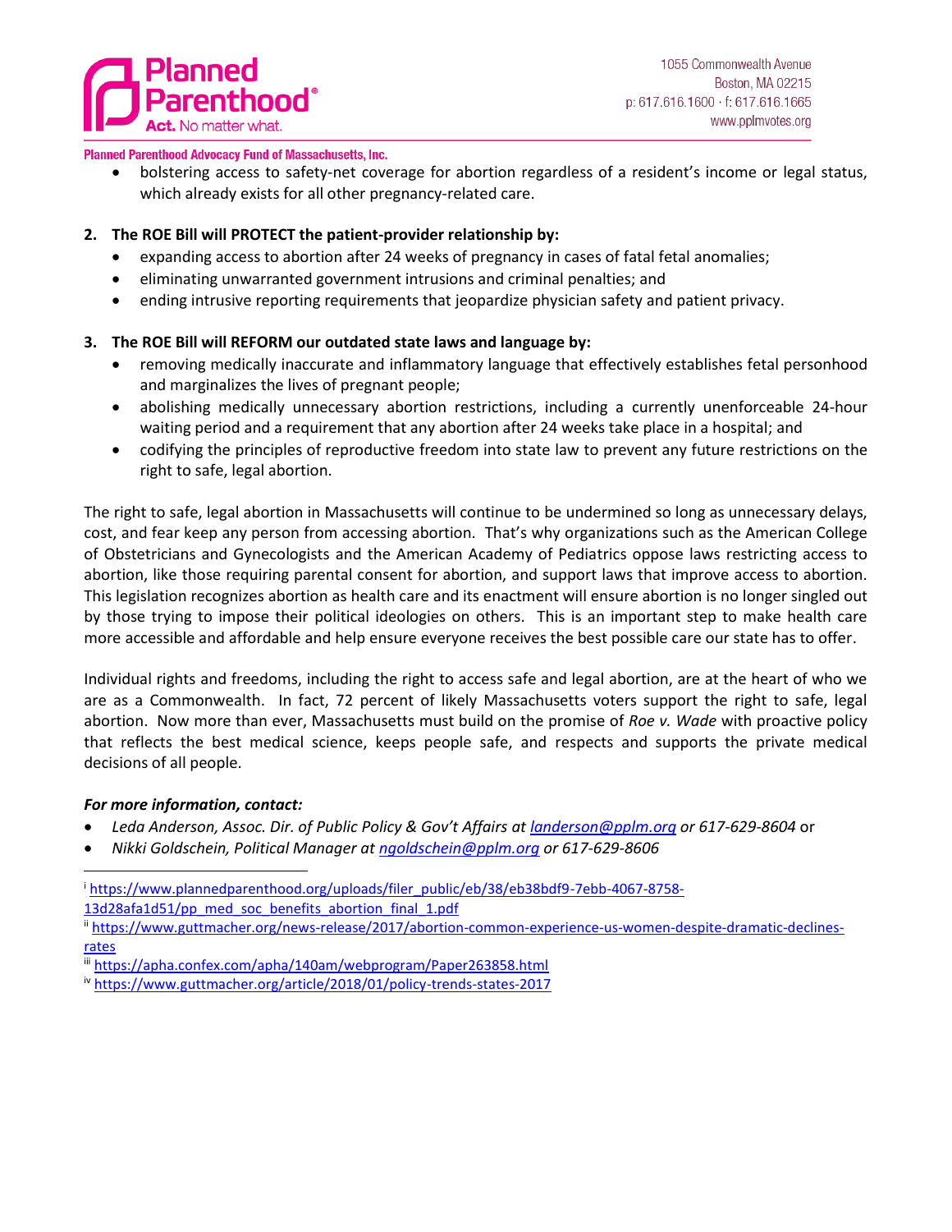- bolstering access to safety-net coverage for abortion regardless of a resident's income or legal status, which already exists for all other pregnancy-related care.

2. **The ROE Bill will PROTECT the patient-provider relationship by:**
   - expanding access to abortion after 24 weeks of pregnancy in cases of fatal fetal anomalies;
   - eliminating unwarranted government intrusions and criminal penalties; and
   - ending intrusive reporting requirements that jeopardize physician safety and patient privacy.

3. **The ROE Bill will REFORM our outdated state laws and language by:**
   - removing medically inaccurate and inflammatory language that effectively establishes fetal personhood and marginalizes the lives of pregnant people;
   - abolishing medically unnecessary abortion restrictions, including a currently unenforceable 24-hour waiting period and a requirement that any abortion after 24 weeks take place in a hospital; and
   - codifying the principles of reproductive freedom into state law to prevent any future restrictions on the right to safe, legal abortion.

The right to safe, legal abortion in Massachusetts will continue to be undermined so long as unnecessary delays, cost, and fear keep any person from accessing abortion. That's why organizations such as the American College of Obstetricians and Gynecologists and the American Academy of Pediatrics oppose laws restricting access to abortion, like those requiring parental consent for abortion, and support laws that improve access to abortion. This legislation recognizes abortion as health care and its enactment will ensure abortion is no longer singled out by those trying to impose their political ideologies on others. This is an important step to make health care more accessible and affordable and help ensure everyone receives the best possible care our state has to offer.

Individual rights and freedoms, including the right to access safe and legal abortion, are at the heart of who we are as a Commonwealth. In fact, 72 percent of likely Massachusetts voters support the right to safe, legal abortion. Now more than ever, Massachusetts must build on the promise of *Roe v. Wade* with proactive policy that reflects the best medical science, keeps people safe, and respects and supports the private medical decisions of all people.

***For more information, contact:***

- *Leda Anderson, Assoc. Dir. of Public Policy & Gov't Affairs at [landerson@pplm.org](mailto:landerson@pplm.org) or 617-629-8604* or
- *Nikki Goldschein, Political Manager at [ngoldschein@pplm.org](mailto:ngoldschein@pplm.org) or 617-629-8606*

---

[i] https://www.plannedparenthood.org/uploads/filer_public/eb/38/eb38bdf9-7ebb-4067-8758-13d28afa1d51/pp_med_soc_benefits_abortion_final_1.pdf

[ii] https://www.guttmacher.org/news-release/2017/abortion-common-experience-us-women-despite-dramatic-declines-rates

[iii] https://apha.confex.com/apha/140am/webprogram/Paper263858.html

[iv] https://www.guttmacher.org/article/2018/01/policy-trends-states-2017